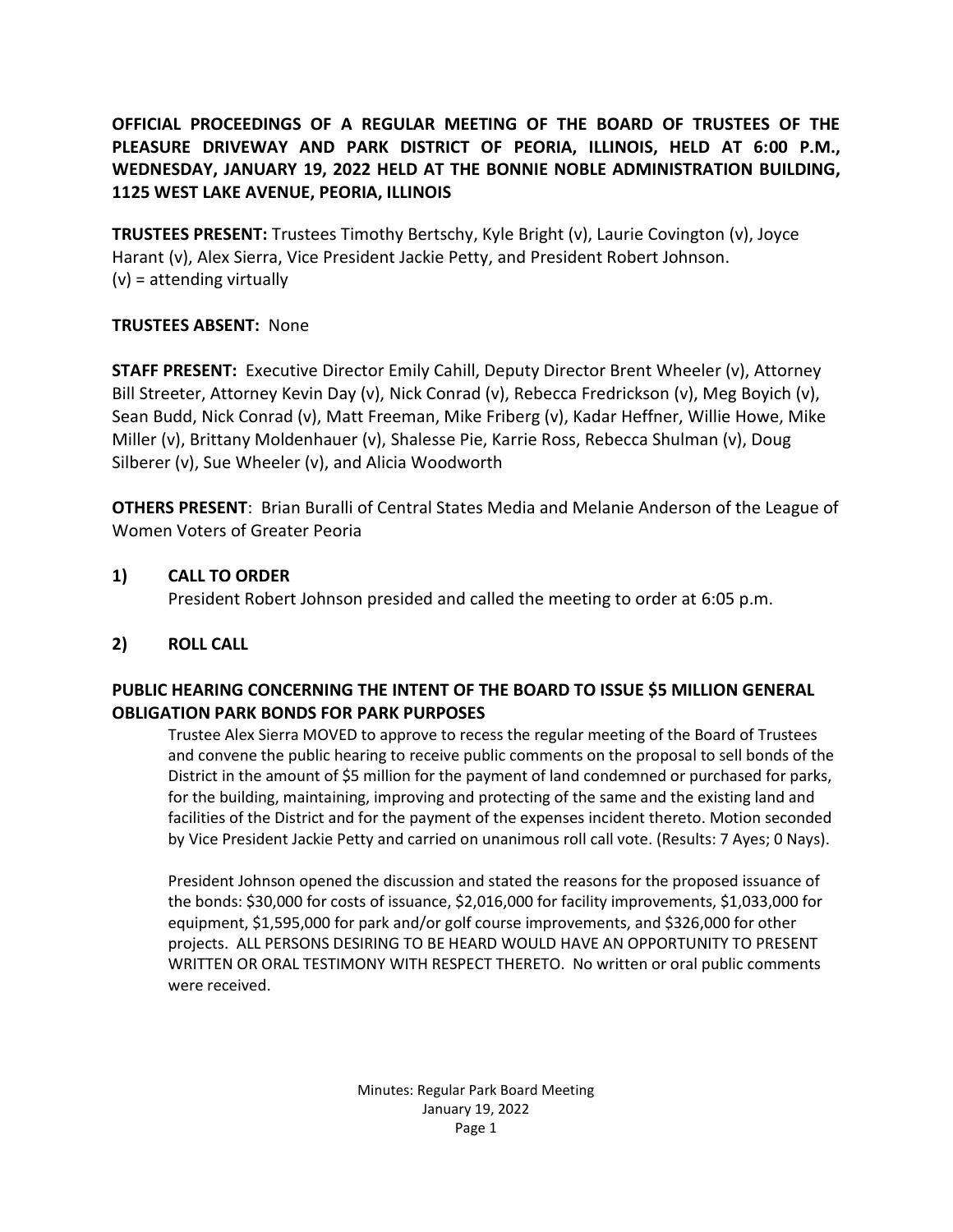**OFFICIAL PROCEEDINGS OF A REGULAR MEETING OF THE BOARD OF TRUSTEES OF THE PLEASURE DRIVEWAY AND PARK DISTRICT OF PEORIA, ILLINOIS, HELD AT 6:00 P.M., WEDNESDAY, JANUARY 19, 2022 HELD AT THE BONNIE NOBLE ADMINISTRATION BUILDING, 1125 WEST LAKE AVENUE, PEORIA, ILLINOIS**

**TRUSTEES PRESENT:** Trustees Timothy Bertschy, Kyle Bright (v), Laurie Covington (v), Joyce Harant (v), Alex Sierra, Vice President Jackie Petty, and President Robert Johnson.
(v) = attending virtually

**TRUSTEES ABSENT:** None

**STAFF PRESENT:** Executive Director Emily Cahill, Deputy Director Brent Wheeler (v), Attorney Bill Streeter, Attorney Kevin Day (v), Nick Conrad (v), Rebecca Fredrickson (v), Meg Boyich (v), Sean Budd, Nick Conrad (v), Matt Freeman, Mike Friberg (v), Kadar Heffner, Willie Howe, Mike Miller (v), Brittany Moldenhauer (v), Shalesse Pie, Karrie Ross, Rebecca Shulman (v), Doug Silberer (v), Sue Wheeler (v), and Alicia Woodworth

**OTHERS PRESENT**: Brian Buralli of Central States Media and Melanie Anderson of the League of Women Voters of Greater Peoria

## 1) CALL TO ORDER

President Robert Johnson presided and called the meeting to order at 6:05 p.m.

## 2) ROLL CALL

## PUBLIC HEARING CONCERNING THE INTENT OF THE BOARD TO ISSUE $5 MILLION GENERAL OBLIGATION PARK BONDS FOR PARK PURPOSES

Trustee Alex Sierra MOVED to approve to recess the regular meeting of the Board of Trustees and convene the public hearing to receive public comments on the proposal to sell bonds of the District in the amount of $5 million for the payment of land condemned or purchased for parks, for the building, maintaining, improving and protecting of the same and the existing land and facilities of the District and for the payment of the expenses incident thereto. Motion seconded by Vice President Jackie Petty and carried on unanimous roll call vote. (Results: 7 Ayes; 0 Nays).

President Johnson opened the discussion and stated the reasons for the proposed issuance of the bonds: $30,000 for costs of issuance, $2,016,000 for facility improvements, $1,033,000 for equipment, $1,595,000 for park and/or golf course improvements, and $326,000 for other projects. ALL PERSONS DESIRING TO BE HEARD WOULD HAVE AN OPPORTUNITY TO PRESENT WRITTEN OR ORAL TESTIMONY WITH RESPECT THERETO. No written or oral public comments were received.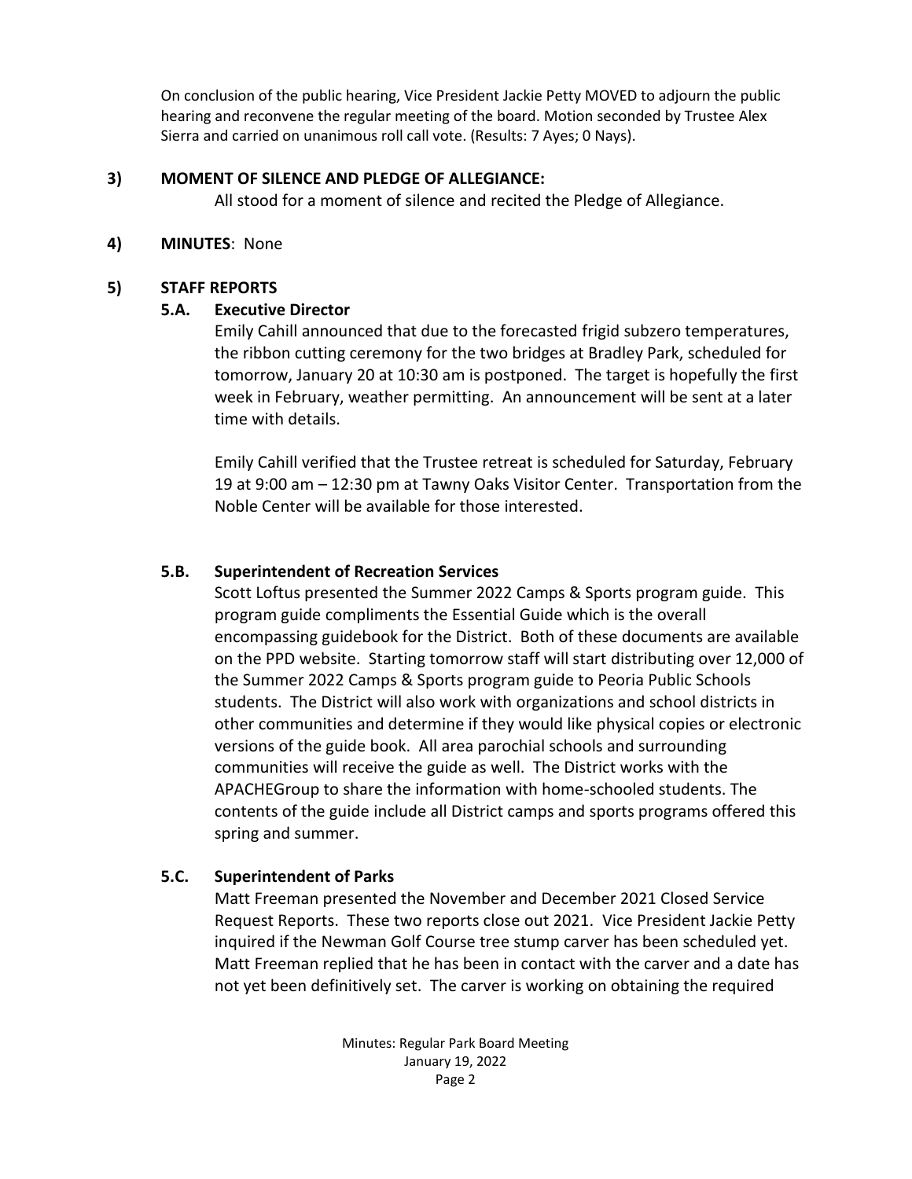On conclusion of the public hearing, Vice President Jackie Petty MOVED to adjourn the public hearing and reconvene the regular meeting of the board. Motion seconded by Trustee Alex Sierra and carried on unanimous roll call vote. (Results: 7 Ayes; 0 Nays).

**3) MOMENT OF SILENCE AND PLEDGE OF ALLEGIANCE:**

All stood for a moment of silence and recited the Pledge of Allegiance.

**4) MINUTES**: None

**5) STAFF REPORTS**

**5.A. Executive Director**

Emily Cahill announced that due to the forecasted frigid subzero temperatures, the ribbon cutting ceremony for the two bridges at Bradley Park, scheduled for tomorrow, January 20 at 10:30 am is postponed. The target is hopefully the first week in February, weather permitting. An announcement will be sent at a later time with details.

Emily Cahill verified that the Trustee retreat is scheduled for Saturday, February 19 at 9:00 am – 12:30 pm at Tawny Oaks Visitor Center. Transportation from the Noble Center will be available for those interested.

**5.B. Superintendent of Recreation Services**

Scott Loftus presented the Summer 2022 Camps & Sports program guide. This program guide compliments the Essential Guide which is the overall encompassing guidebook for the District. Both of these documents are available on the PPD website. Starting tomorrow staff will start distributing over 12,000 of the Summer 2022 Camps & Sports program guide to Peoria Public Schools students. The District will also work with organizations and school districts in other communities and determine if they would like physical copies or electronic versions of the guide book. All area parochial schools and surrounding communities will receive the guide as well. The District works with the APACHEGroup to share the information with home-schooled students. The contents of the guide include all District camps and sports programs offered this spring and summer.

**5.C. Superintendent of Parks**

Matt Freeman presented the November and December 2021 Closed Service Request Reports. These two reports close out 2021. Vice President Jackie Petty inquired if the Newman Golf Course tree stump carver has been scheduled yet. Matt Freeman replied that he has been in contact with the carver and a date has not yet been definitively set. The carver is working on obtaining the required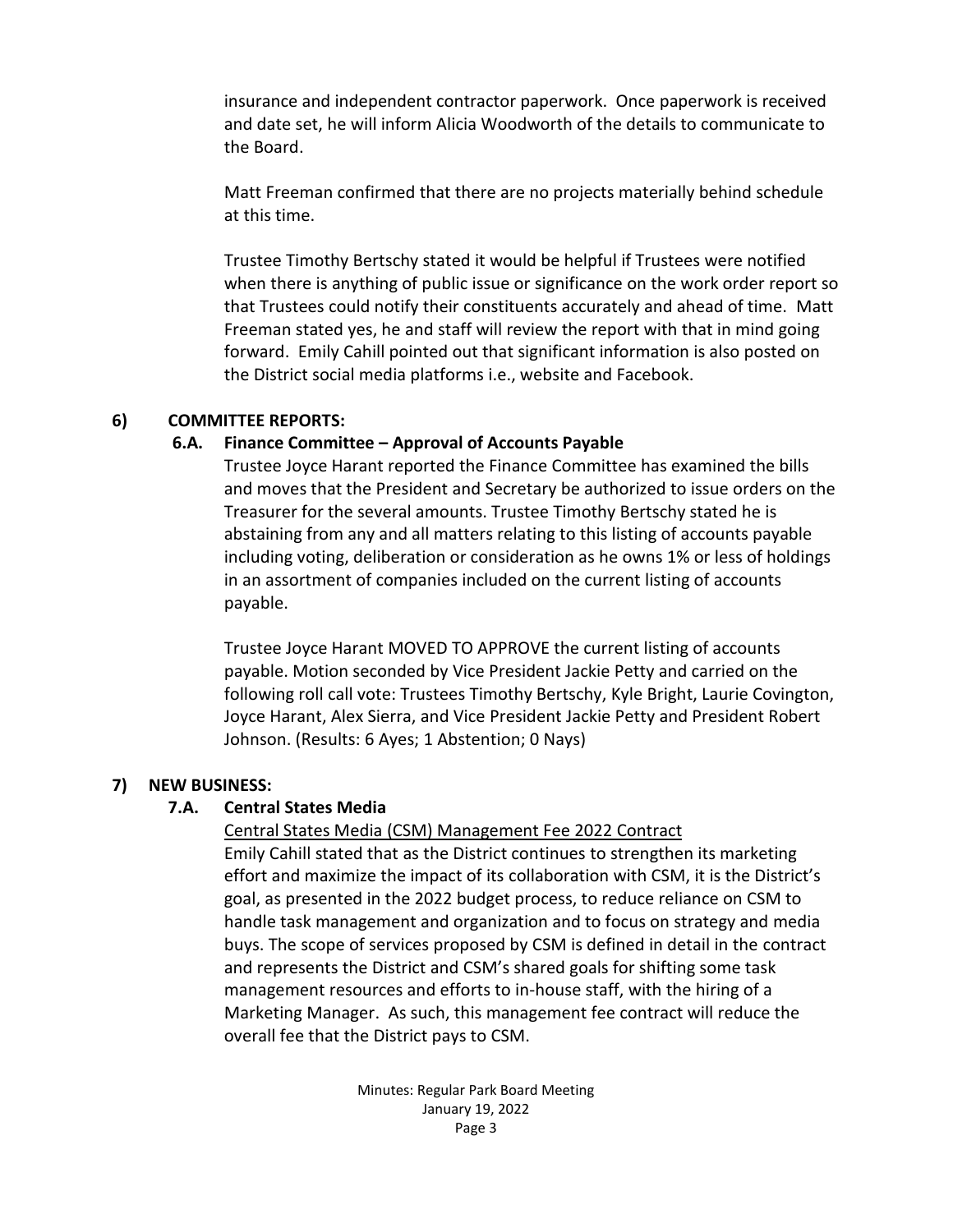insurance and independent contractor paperwork. Once paperwork is received and date set, he will inform Alicia Woodworth of the details to communicate to the Board.

Matt Freeman confirmed that there are no projects materially behind schedule at this time.

Trustee Timothy Bertschy stated it would be helpful if Trustees were notified when there is anything of public issue or significance on the work order report so that Trustees could notify their constituents accurately and ahead of time. Matt Freeman stated yes, he and staff will review the report with that in mind going forward. Emily Cahill pointed out that significant information is also posted on the District social media platforms i.e., website and Facebook.

## 6) COMMITTEE REPORTS:

### 6.A. Finance Committee – Approval of Accounts Payable

Trustee Joyce Harant reported the Finance Committee has examined the bills and moves that the President and Secretary be authorized to issue orders on the Treasurer for the several amounts. Trustee Timothy Bertschy stated he is abstaining from any and all matters relating to this listing of accounts payable including voting, deliberation or consideration as he owns 1% or less of holdings in an assortment of companies included on the current listing of accounts payable.

Trustee Joyce Harant MOVED TO APPROVE the current listing of accounts payable. Motion seconded by Vice President Jackie Petty and carried on the following roll call vote: Trustees Timothy Bertschy, Kyle Bright, Laurie Covington, Joyce Harant, Alex Sierra, and Vice President Jackie Petty and President Robert Johnson. (Results: 6 Ayes; 1 Abstention; 0 Nays)

## 7) NEW BUSINESS:

### 7.A. Central States Media

Central States Media (CSM) Management Fee 2022 Contract

Emily Cahill stated that as the District continues to strengthen its marketing effort and maximize the impact of its collaboration with CSM, it is the District's goal, as presented in the 2022 budget process, to reduce reliance on CSM to handle task management and organization and to focus on strategy and media buys. The scope of services proposed by CSM is defined in detail in the contract and represents the District and CSM's shared goals for shifting some task management resources and efforts to in-house staff, with the hiring of a Marketing Manager. As such, this management fee contract will reduce the overall fee that the District pays to CSM.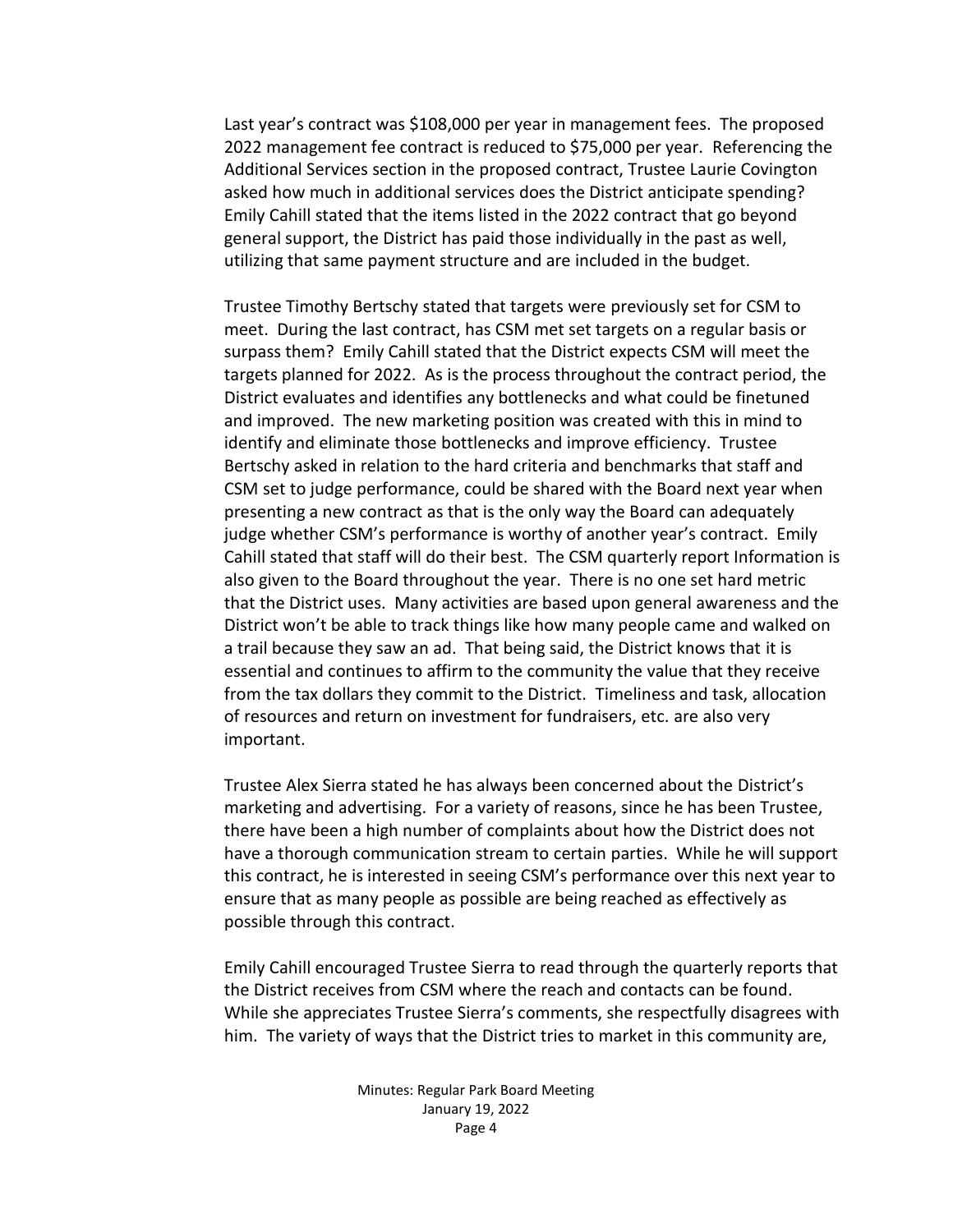Last year's contract was $108,000 per year in management fees. The proposed 2022 management fee contract is reduced to $75,000 per year. Referencing the Additional Services section in the proposed contract, Trustee Laurie Covington asked how much in additional services does the District anticipate spending? Emily Cahill stated that the items listed in the 2022 contract that go beyond general support, the District has paid those individually in the past as well, utilizing that same payment structure and are included in the budget.

Trustee Timothy Bertschy stated that targets were previously set for CSM to meet. During the last contract, has CSM met set targets on a regular basis or surpass them? Emily Cahill stated that the District expects CSM will meet the targets planned for 2022. As is the process throughout the contract period, the District evaluates and identifies any bottlenecks and what could be finetuned and improved. The new marketing position was created with this in mind to identify and eliminate those bottlenecks and improve efficiency. Trustee Bertschy asked in relation to the hard criteria and benchmarks that staff and CSM set to judge performance, could be shared with the Board next year when presenting a new contract as that is the only way the Board can adequately judge whether CSM's performance is worthy of another year's contract. Emily Cahill stated that staff will do their best. The CSM quarterly report Information is also given to the Board throughout the year. There is no one set hard metric that the District uses. Many activities are based upon general awareness and the District won't be able to track things like how many people came and walked on a trail because they saw an ad. That being said, the District knows that it is essential and continues to affirm to the community the value that they receive from the tax dollars they commit to the District. Timeliness and task, allocation of resources and return on investment for fundraisers, etc. are also very important.

Trustee Alex Sierra stated he has always been concerned about the District's marketing and advertising. For a variety of reasons, since he has been Trustee, there have been a high number of complaints about how the District does not have a thorough communication stream to certain parties. While he will support this contract, he is interested in seeing CSM's performance over this next year to ensure that as many people as possible are being reached as effectively as possible through this contract.

Emily Cahill encouraged Trustee Sierra to read through the quarterly reports that the District receives from CSM where the reach and contacts can be found. While she appreciates Trustee Sierra's comments, she respectfully disagrees with him. The variety of ways that the District tries to market in this community are,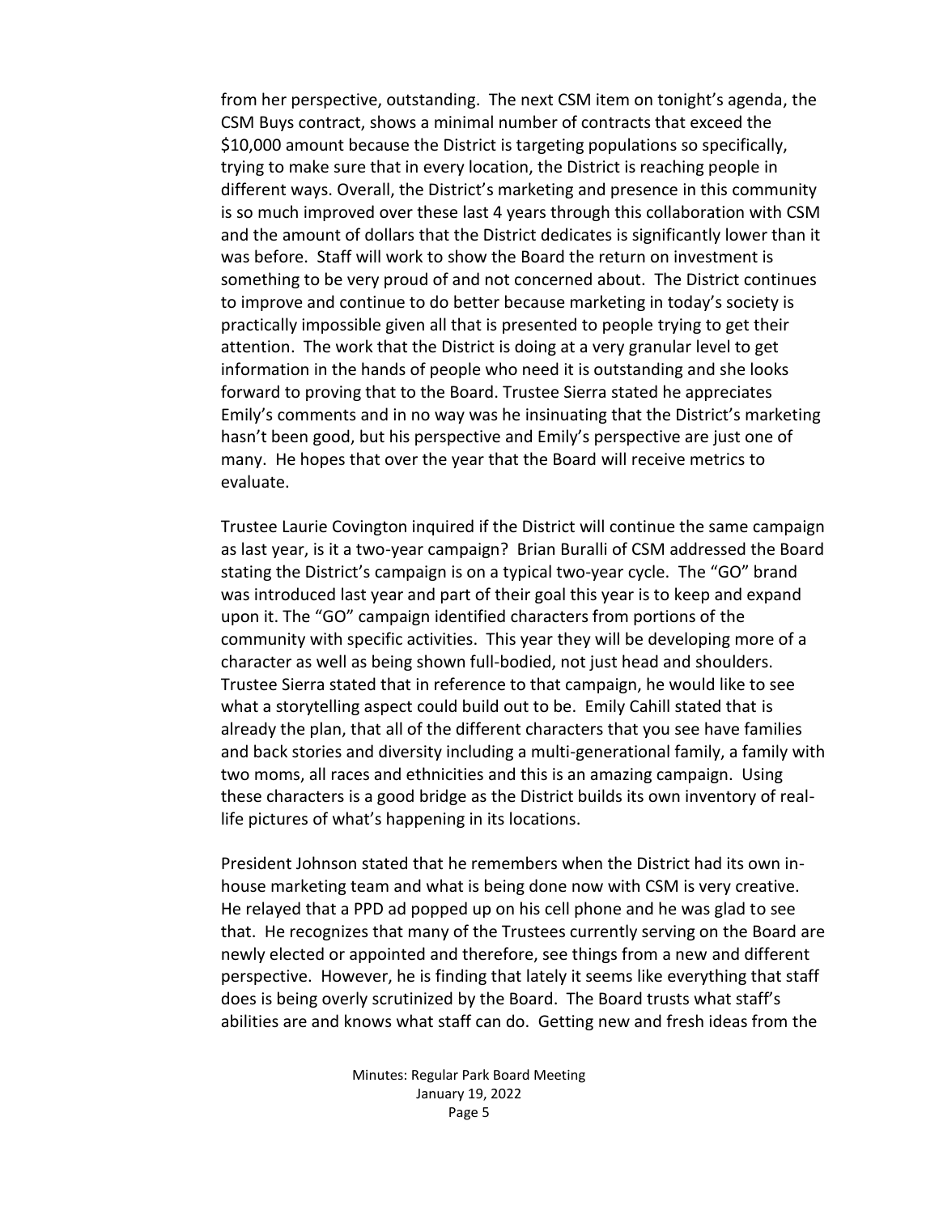from her perspective, outstanding. The next CSM item on tonight's agenda, the CSM Buys contract, shows a minimal number of contracts that exceed the $10,000 amount because the District is targeting populations so specifically, trying to make sure that in every location, the District is reaching people in different ways. Overall, the District's marketing and presence in this community is so much improved over these last 4 years through this collaboration with CSM and the amount of dollars that the District dedicates is significantly lower than it was before. Staff will work to show the Board the return on investment is something to be very proud of and not concerned about. The District continues to improve and continue to do better because marketing in today's society is practically impossible given all that is presented to people trying to get their attention. The work that the District is doing at a very granular level to get information in the hands of people who need it is outstanding and she looks forward to proving that to the Board. Trustee Sierra stated he appreciates Emily's comments and in no way was he insinuating that the District's marketing hasn't been good, but his perspective and Emily's perspective are just one of many. He hopes that over the year that the Board will receive metrics to evaluate.

Trustee Laurie Covington inquired if the District will continue the same campaign as last year, is it a two-year campaign? Brian Buralli of CSM addressed the Board stating the District's campaign is on a typical two-year cycle. The "GO" brand was introduced last year and part of their goal this year is to keep and expand upon it. The "GO" campaign identified characters from portions of the community with specific activities. This year they will be developing more of a character as well as being shown full-bodied, not just head and shoulders. Trustee Sierra stated that in reference to that campaign, he would like to see what a storytelling aspect could build out to be. Emily Cahill stated that is already the plan, that all of the different characters that you see have families and back stories and diversity including a multi-generational family, a family with two moms, all races and ethnicities and this is an amazing campaign. Using these characters is a good bridge as the District builds its own inventory of real-life pictures of what's happening in its locations.

President Johnson stated that he remembers when the District had its own in-house marketing team and what is being done now with CSM is very creative. He relayed that a PPD ad popped up on his cell phone and he was glad to see that. He recognizes that many of the Trustees currently serving on the Board are newly elected or appointed and therefore, see things from a new and different perspective. However, he is finding that lately it seems like everything that staff does is being overly scrutinized by the Board. The Board trusts what staff's abilities are and knows what staff can do. Getting new and fresh ideas from the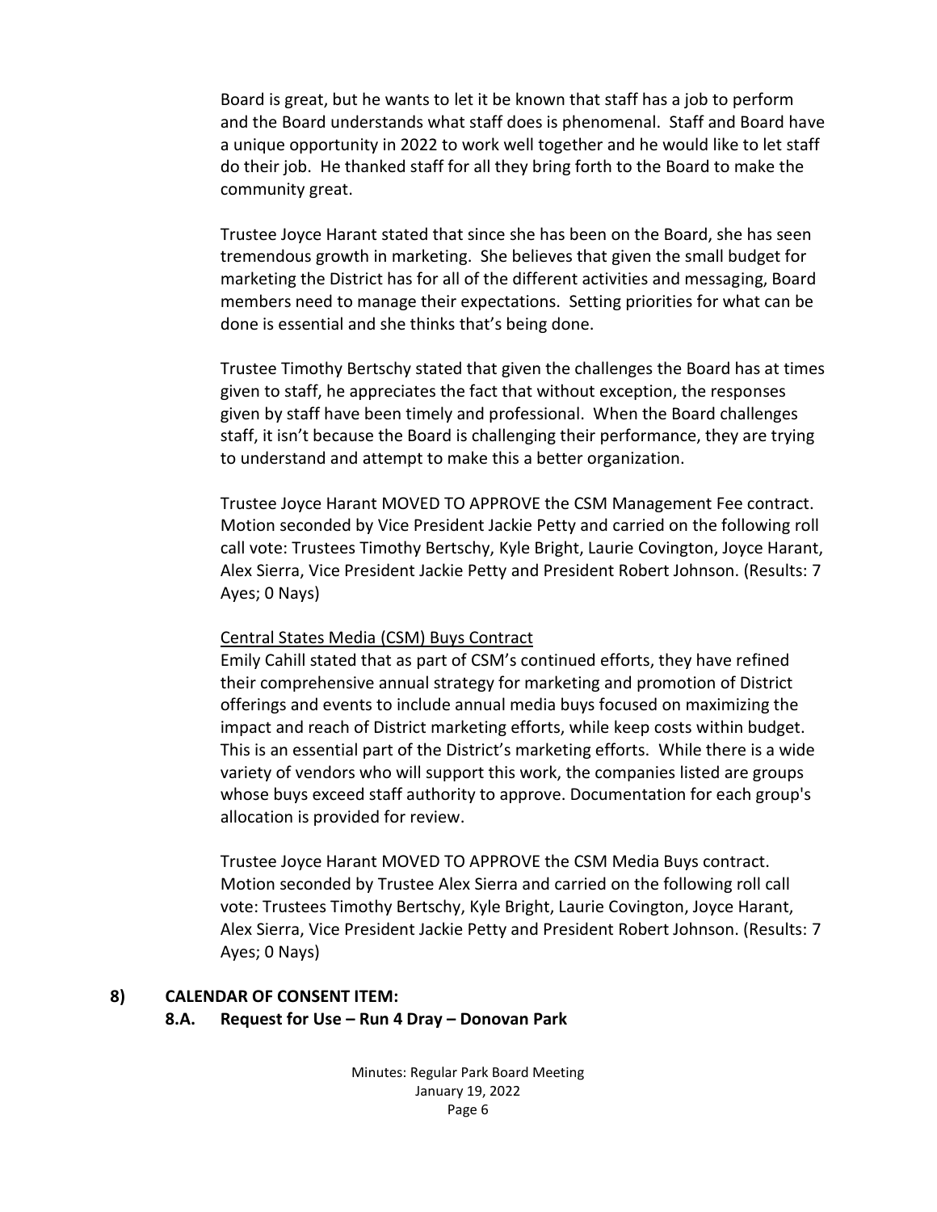Board is great, but he wants to let it be known that staff has a job to perform and the Board understands what staff does is phenomenal. Staff and Board have a unique opportunity in 2022 to work well together and he would like to let staff do their job. He thanked staff for all they bring forth to the Board to make the community great.

Trustee Joyce Harant stated that since she has been on the Board, she has seen tremendous growth in marketing. She believes that given the small budget for marketing the District has for all of the different activities and messaging, Board members need to manage their expectations. Setting priorities for what can be done is essential and she thinks that's being done.

Trustee Timothy Bertschy stated that given the challenges the Board has at times given to staff, he appreciates the fact that without exception, the responses given by staff have been timely and professional. When the Board challenges staff, it isn't because the Board is challenging their performance, they are trying to understand and attempt to make this a better organization.

Trustee Joyce Harant MOVED TO APPROVE the CSM Management Fee contract. Motion seconded by Vice President Jackie Petty and carried on the following roll call vote: Trustees Timothy Bertschy, Kyle Bright, Laurie Covington, Joyce Harant, Alex Sierra, Vice President Jackie Petty and President Robert Johnson. (Results: 7 Ayes; 0 Nays)

<u>Central States Media (CSM) Buys Contract</u>

Emily Cahill stated that as part of CSM's continued efforts, they have refined their comprehensive annual strategy for marketing and promotion of District offerings and events to include annual media buys focused on maximizing the impact and reach of District marketing efforts, while keep costs within budget. This is an essential part of the District's marketing efforts. While there is a wide variety of vendors who will support this work, the companies listed are groups whose buys exceed staff authority to approve. Documentation for each group's allocation is provided for review.

Trustee Joyce Harant MOVED TO APPROVE the CSM Media Buys contract. Motion seconded by Trustee Alex Sierra and carried on the following roll call vote: Trustees Timothy Bertschy, Kyle Bright, Laurie Covington, Joyce Harant, Alex Sierra, Vice President Jackie Petty and President Robert Johnson. (Results: 7 Ayes; 0 Nays)

## 8) CALENDAR OF CONSENT ITEM:

### 8.A. Request for Use – Run 4 Dray – Donovan Park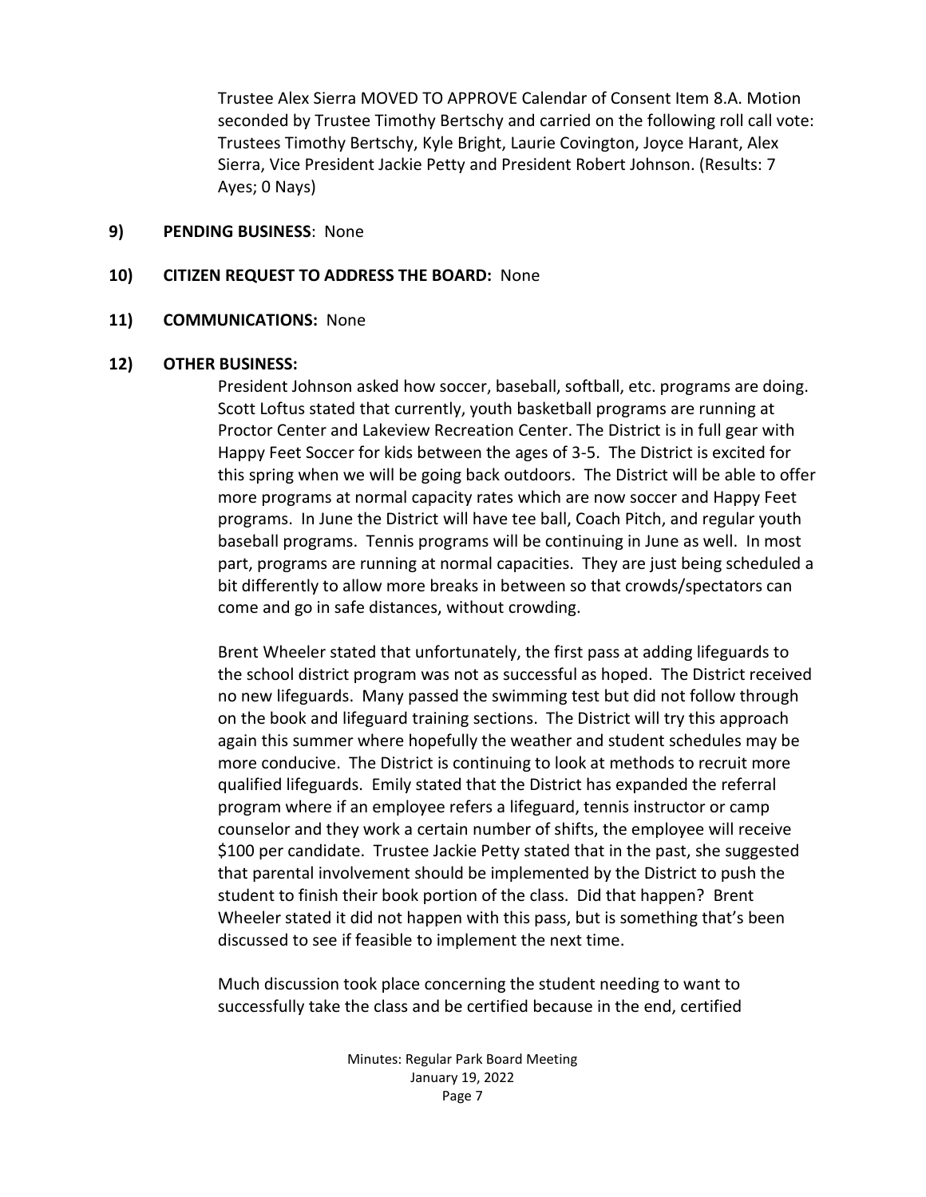Trustee Alex Sierra MOVED TO APPROVE Calendar of Consent Item 8.A. Motion seconded by Trustee Timothy Bertschy and carried on the following roll call vote: Trustees Timothy Bertschy, Kyle Bright, Laurie Covington, Joyce Harant, Alex Sierra, Vice President Jackie Petty and President Robert Johnson. (Results: 7 Ayes; 0 Nays)

**9) PENDING BUSINESS**: None

**10) CITIZEN REQUEST TO ADDRESS THE BOARD:** None

**11) COMMUNICATIONS:** None

**12) OTHER BUSINESS:**

President Johnson asked how soccer, baseball, softball, etc. programs are doing. Scott Loftus stated that currently, youth basketball programs are running at Proctor Center and Lakeview Recreation Center. The District is in full gear with Happy Feet Soccer for kids between the ages of 3-5. The District is excited for this spring when we will be going back outdoors. The District will be able to offer more programs at normal capacity rates which are now soccer and Happy Feet programs. In June the District will have tee ball, Coach Pitch, and regular youth baseball programs. Tennis programs will be continuing in June as well. In most part, programs are running at normal capacities. They are just being scheduled a bit differently to allow more breaks in between so that crowds/spectators can come and go in safe distances, without crowding.

Brent Wheeler stated that unfortunately, the first pass at adding lifeguards to the school district program was not as successful as hoped. The District received no new lifeguards. Many passed the swimming test but did not follow through on the book and lifeguard training sections. The District will try this approach again this summer where hopefully the weather and student schedules may be more conducive. The District is continuing to look at methods to recruit more qualified lifeguards. Emily stated that the District has expanded the referral program where if an employee refers a lifeguard, tennis instructor or camp counselor and they work a certain number of shifts, the employee will receive \$100 per candidate. Trustee Jackie Petty stated that in the past, she suggested that parental involvement should be implemented by the District to push the student to finish their book portion of the class. Did that happen? Brent Wheeler stated it did not happen with this pass, but is something that's been discussed to see if feasible to implement the next time.

Much discussion took place concerning the student needing to want to successfully take the class and be certified because in the end, certified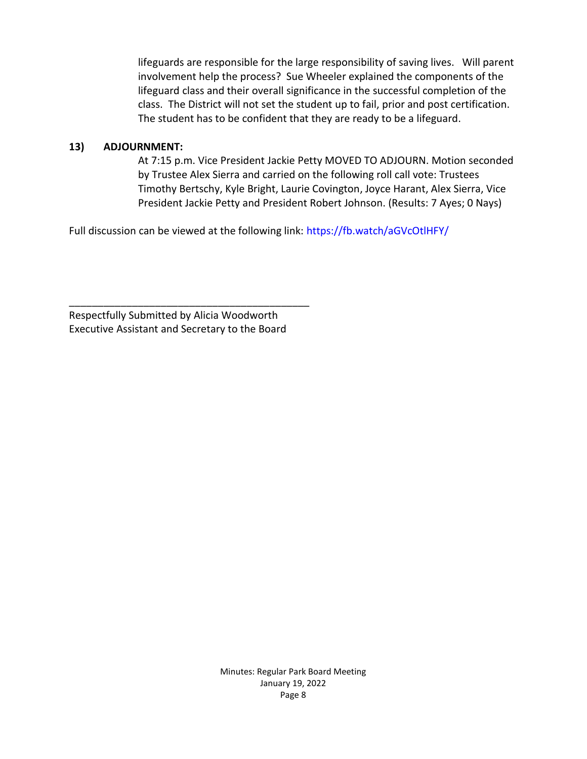lifeguards are responsible for the large responsibility of saving lives. Will parent involvement help the process? Sue Wheeler explained the components of the lifeguard class and their overall significance in the successful completion of the class. The District will not set the student up to fail, prior and post certification. The student has to be confident that they are ready to be a lifeguard.

**13) ADJOURNMENT:**

At 7:15 p.m. Vice President Jackie Petty MOVED TO ADJOURN. Motion seconded by Trustee Alex Sierra and carried on the following roll call vote: Trustees Timothy Bertschy, Kyle Bright, Laurie Covington, Joyce Harant, Alex Sierra, Vice President Jackie Petty and President Robert Johnson. (Results: 7 Ayes; 0 Nays)

Full discussion can be viewed at the following link: https://fb.watch/aGVcOtlHFY/

\_\_\_\_\_\_\_\_\_\_\_\_\_\_\_\_\_\_\_\_\_\_\_\_\_\_\_\_\_\_\_\_\_\_\_\_\_\_\_\_\_\_\_\_

Respectfully Submitted by Alicia Woodworth
Executive Assistant and Secretary to the Board

Minutes: Regular Park Board Meeting
January 19, 2022